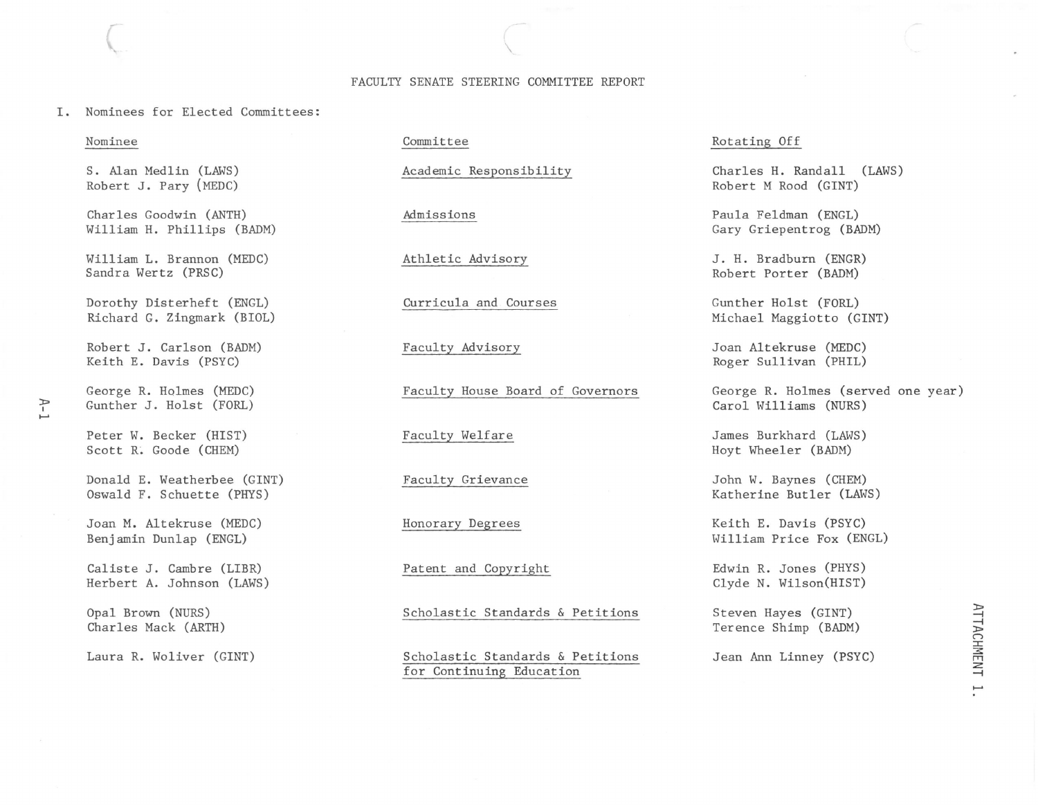# FACULTY SENATE STEERING COMMITTEE REPORT

I. Nominees for Elected Committees:

| Nominee | Committee | Rotating Off |
|---|---|---|
| S. Alan Medlin (LAWS)<br>Robert J. Pary (MEDC) | Academic Responsibility | Charles H. Randall (LAWS)<br>Robert M Rood (GINT) |
| Charles Goodwin (ANTH)<br>William H. Phillips (BADM) | Admissions | Paula Feldman (ENGL)<br>Gary Griepentrog (BADM) |
| William L. Brannon (MEDC)<br>Sandra Wertz (PRSC) | Athletic Advisory | J. H. Bradburn (ENGR)<br>Robert Porter (BADM) |
| Dorothy Disterheft (ENGL)<br>Richard G. Zingmark (BIOL) | Curricula and Courses | Gunther Holst (FORL)<br>Michael Maggiotto (GINT) |
| Robert J. Carlson (BADM)<br>Keith E. Davis (PSYC) | Faculty Advisory | Joan Altekruse (MEDC)<br>Roger Sullivan (PHIL) |
| George R. Holmes (MEDC)<br>Gunther J. Holst (FORL) | Faculty House Board of Governors | George R. Holmes (served one year)<br>Carol Williams (NURS) |
| Peter W. Becker (HIST)<br>Scott R. Goode (CHEM) | Faculty Welfare | James Burkhard (LAWS)<br>Hoyt Wheeler (BADM) |
| Donald E. Weatherbee (GINT)<br>Oswald F. Schuette (PHYS) | Faculty Grievance | John W. Baynes (CHEM)<br>Katherine Butler (LAWS) |
| Joan M. Altekruse (MEDC)<br>Benjamin Dunlap (ENGL) | Honorary Degrees | Keith E. Davis (PSYC)<br>William Price Fox (ENGL) |
| Caliste J. Cambre (LIBR)<br>Herbert A. Johnson (LAWS) | Patent and Copyright | Edwin R. Jones (PHYS)<br>Clyde N. Wilson(HIST) |
| Opal Brown (NURS)<br>Charles Mack (ARTH) | Scholastic Standards & Petitions | Steven Hayes (GINT)<br>Terence Shimp (BADM) |
| Laura R. Woliver (GINT) | Scholastic Standards & Petitions for Continuing Education | Jean Ann Linney (PSYC) |

ATTACHMENT 1.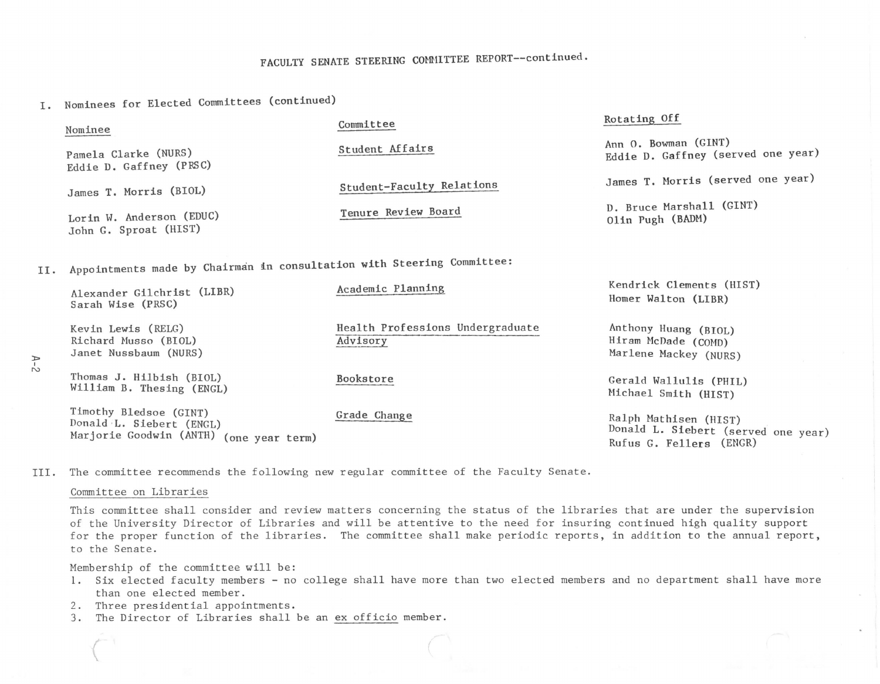FACULTY SENATE STEERING COMMITTEE REPORT--continued.

I. Nominees for Elected Committees (continued)

| Nominee | Committee | Rotating Off |
|---|---|---|
| Pamela Clarke (NURS)<br>Eddie D. Gaffney (PRSC) | Student Affairs | Ann O. Bowman (GINT)<br>Eddie D. Gaffney (served one year) |
| James T. Morris (BIOL) | Student-Faculty Relations | James T. Morris (served one year) |
| Lorin W. Anderson (EDUC)<br>John G. Sproat (HIST) | Tenure Review Board | D. Bruce Marshall (GINT)<br>Olin Pugh (BADM) |

II. Appointments made by Chairman in consultation with Steering Committee:

| | | |
|---|---|---|
| Alexander Gilchrist (LIBR)<br>Sarah Wise (PRSC) | Academic Planning | Kendrick Clements (HIST)<br>Homer Walton (LIBR) |
| Kevin Lewis (RELG)<br>Richard Musso (BIOL)<br>Janet Nussbaum (NURS) | Health Professions Undergraduate Advisory | Anthony Huang (BIOL)<br>Hiram McDade (COMD)<br>Marlene Mackey (NURS) |
| Thomas J. Hilbish (BIOL)<br>William B. Thesing (ENGL) | Bookstore | Gerald Wallulis (PHIL)<br>Michael Smith (HIST) |
| Timothy Bledsoe (GINT)<br>Donald L. Siebert (ENGL)<br>Marjorie Goodwin (ANTH) (one year term) | Grade Change | Ralph Mathisen (HIST)<br>Donald L. Siebert (served one year)<br>Rufus G. Fellers (ENGR) |

III. The committee recommends the following new regular committee of the Faculty Senate.

Committee on Libraries

This committee shall consider and review matters concerning the status of the libraries that are under the supervision of the University Director of Libraries and will be attentive to the need for insuring continued high quality support for the proper function of the libraries. The committee shall make periodic reports, in addition to the annual report, to the Senate.

Membership of the committee will be:

1. Six elected faculty members - no college shall have more than two elected members and no department shall have more than one elected member.
2. Three presidential appointments.
3. The Director of Libraries shall be an ex officio member.